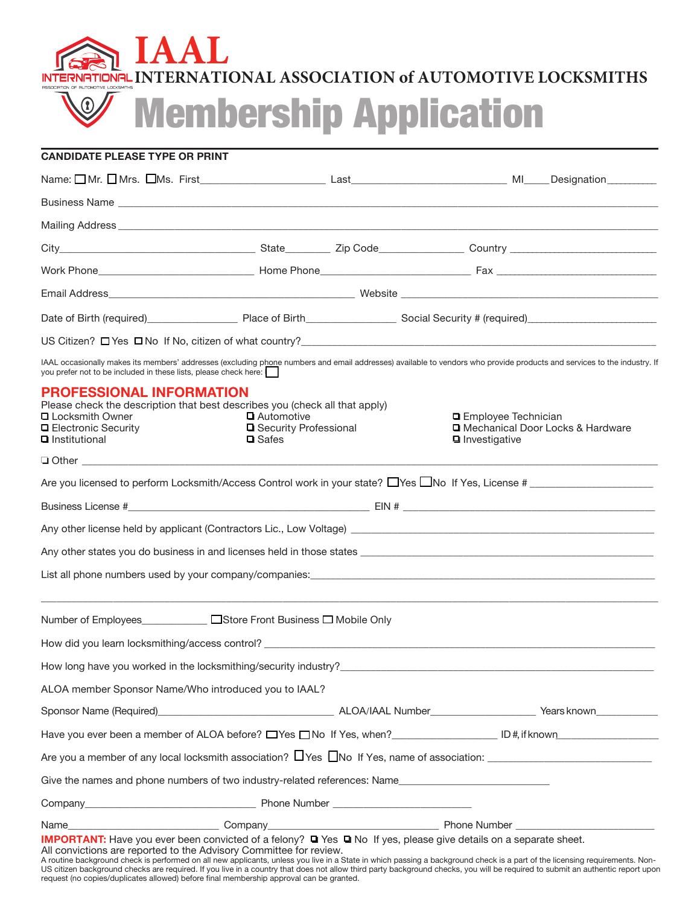# IAAL

## INTERNATIONAL ASSOCIATION of AUTOMOTIVE LOCKSMITHS

# Membership Application

**CANDIDATE PLEASE TYPE OR PRINT**

Name: ☐ Mr. ☐ Mrs. ☐ Ms. First_____________________ Last___________________________ MI____ Designation_________

Business Name ______________________________________________________________________________________

Mailing Address ______________________________________________________________________________________

City___________________________________ State________ Zip Code_______________ Country ___________________________

Work Phone___________________________ Home Phone___________________________ Fax ______________________________

Email Address_____________________________________________ Website ____________________________________________

Date of Birth (required)________________ Place of Birth________________ Social Security # (required)______________________

US Citizen? ☐ Yes ☐ No If No, citizen of what country?_____________________________________________________________

IAAL occasionally makes its members' addresses (excluding phone numbers and email addresses) available to vendors who provide products and services to the industry. If you prefer not to be included in these lists, please check here: ☐

## PROFESSIONAL INFORMATION

Please check the description that best describes you (check all that apply)

- ☐ Locksmith Owner
- ☐ Electronic Security
- ☐ Institutional
- ☐ Automotive
- ☐ Security Professional
- ☐ Safes
- ☐ Employee Technician
- ☐ Mechanical Door Locks & Hardware
- ☐ Investigative
- ☐ Other ______________________________________________________________________________________________

Are you licensed to perform Locksmith/Access Control work in your state? ☐ Yes ☐ No If Yes, License # _____________________

Business License #__________________________________________ EIN # ____________________________________________

Any other license held by applicant (Contractors Lic., Low Voltage) ____________________________________________________

Any other states you do business in and licenses held in those states _________________________________________________

List all phone numbers used by your company/companies:___________________________________________________________

______________________________________________________________________________________________________

Number of Employees____________ ☐ Store Front Business ☐ Mobile Only

How did you learn locksmithing/access control? ___________________________________________________________________

How long have you worked in the locksmithing/security industry?_____________________________________________________

ALOA member Sponsor Name/Who introduced you to IAAL?

Sponsor Name (Required)________________________________ ALOA/IAAL Number___________________ Years known___________

Have you ever been a member of ALOA before? ☐ Yes ☐ No If Yes, when?__________________ ID #, if known__________________

Are you a member of any local locksmith association? ☐ Yes ☐ No If Yes, name of association: ______________________________

Give the names and phone numbers of two industry-related references: Name___________________________

Company______________________________ Phone Number _________________________

Name____________________________ Company_________________________________ Phone Number _________________________

**IMPORTANT:** Have you ever been convicted of a felony? ☐ Yes ☐ No If yes, please give details on a separate sheet.
All convictions are reported to the Advisory Committee for review.

A routine background check is performed on all new applicants, unless you live in a State in which passing a background check is a part of the licensing requirements. Non-US citizen background checks are required. If you live in a country that does not allow third party background checks, you will be required to submit an authentic report upon request (no copies/duplicates allowed) before final membership approval can be granted.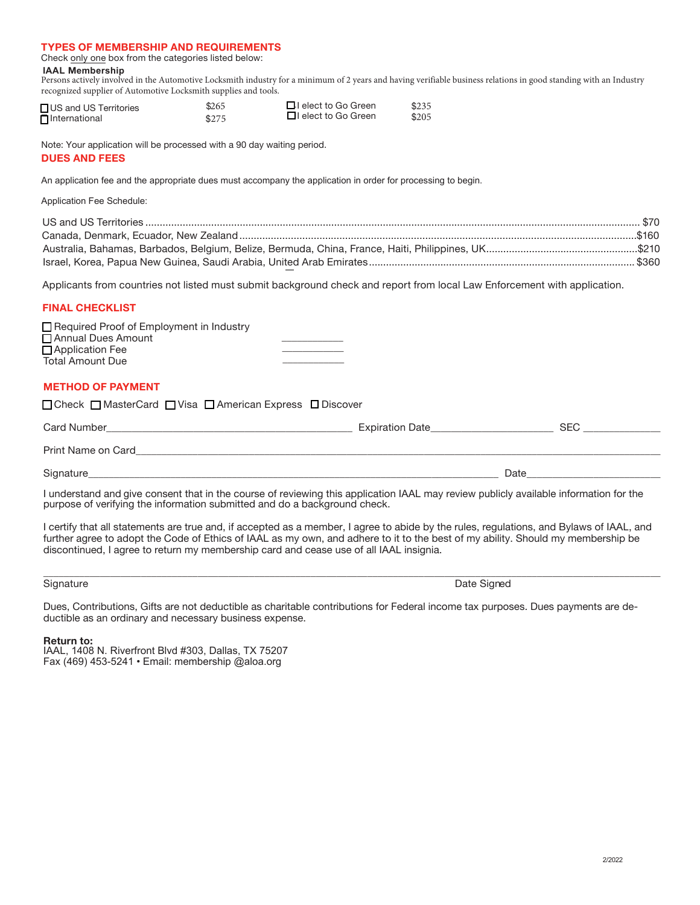## TYPES OF MEMBERSHIP AND REQUIREMENTS

Check only one box from the categories listed below:

**IAAL Membership**

Persons actively involved in the Automotive Locksmith industry for a minimum of 2 years and having verifiable business relations in good standing with an Industry recognized supplier of Automotive Locksmith supplies and tools.

| | | | |
|---|---|---|---|
| ☐ US and US Territories | $265 | ☐ I elect to Go Green | $235 |
| ☐ International | $275 | ☐ I elect to Go Green | $205 |

Note: Your application will be processed with a 90 day waiting period.

## DUES AND FEES

An application fee and the appropriate dues must accompany the application in order for processing to begin.

Application Fee Schedule:

| | |
|---|---|
| US and US Territories | $70 |
| Canada, Denmark, Ecuador, New Zealand | $160 |
| Australia, Bahamas, Barbados, Belgium, Belize, Bermuda, China, France, Haiti, Philippines, UK | $210 |
| Israel, Korea, Papua New Guinea, Saudi Arabia, United Arab Emirates | $360 |

Applicants from countries not listed must submit background check and report from local Law Enforcement with application.

## FINAL CHECKLIST

☐ Required Proof of Employment in Industry

☐ Annual Dues Amount ____________

☐ Application Fee ____________

Total Amount Due ____________

## METHOD OF PAYMENT

☐ Check ☐ MasterCard ☐ Visa ☐ American Express ☐ Discover

Card Number____________________________ Expiration Date____________________ SEC ______________

Print Name on Card____________________________________________________________

Signature____________________________________________________ Date________________________

I understand and give consent that in the course of reviewing this application IAAL may review publicly available information for the purpose of verifying the information submitted and do a background check.

I certify that all statements are true and, if accepted as a member, I agree to abide by the rules, regulations, and Bylaws of IAAL, and further agree to adopt the Code of Ethics of IAAL as my own, and adhere to it to the best of my ability. Should my membership be discontinued, I agree to return my membership card and cease use of all IAAL insignia.

____________________________________________________________________________________

Signature Date Signed

Dues, Contributions, Gifts are not deductible as charitable contributions for Federal income tax purposes. Dues payments are deductible as an ordinary and necessary business expense.

**Return to:**
IAAL, 1408 N. Riverfront Blvd #303, Dallas, TX 75207
Fax (469) 453-5241 • Email: membership @aloa.org

2/2022